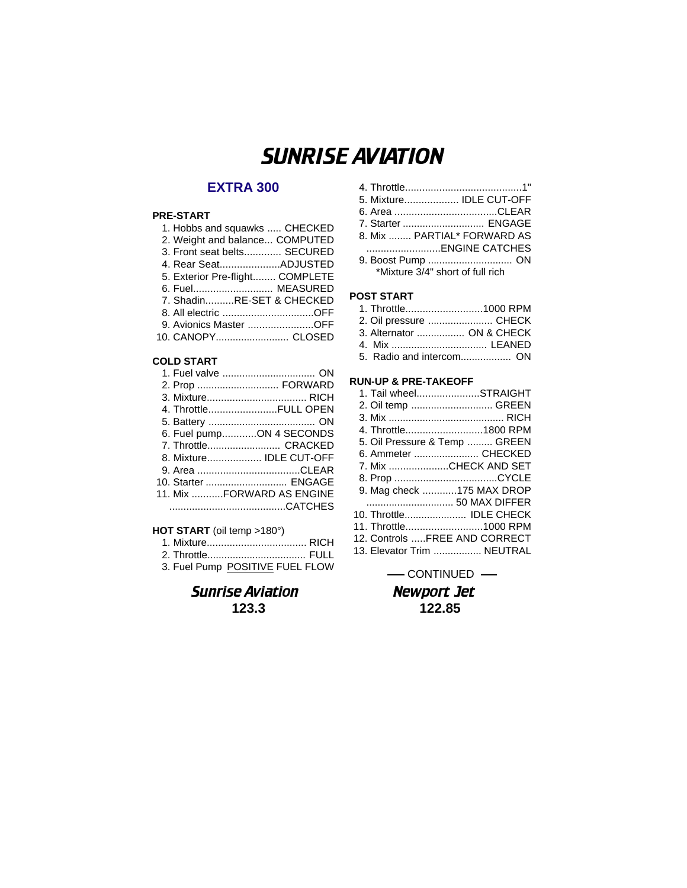# SUNRISE AVIATION

## EXTRA 300

### PRE-START

1. Hobbs and squawks ..... CHECKED
2. Weight and balance... COMPUTED
3. Front seat belts............. SECURED
4. Rear Seat.....................ADJUSTED
5. Exterior Pre-flight........ COMPLETE
6. Fuel............................ MEASURED
7. Shadin..........RE-SET & CHECKED
8. All electric ................................OFF
9. Avionics Master .......................OFF
10. CANOPY.......................... CLOSED

### COLD START

1. Fuel valve ................................. ON
2. Prop ............................. FORWARD
3. Mixture................................... RICH
4. Throttle........................FULL OPEN
5. Battery ..................................... ON
6. Fuel pump............ON 4 SECONDS
7. Throttle.......................... CRACKED
8. Mixture................... IDLE CUT-OFF
9. Area ....................................CLEAR
10. Starter ............................. ENGAGE
11. Mix ...........FORWARD AS ENGINE .........................................CATCHES

### HOT START (oil temp >180°)

1. Mixture................................... RICH
2. Throttle................................... FULL
3. Fuel Pump POSITIVE FUEL FLOW
4. Throttle.........................................1"
5. Mixture................... IDLE CUT-OFF
6. Area ....................................CLEAR
7. Starter ............................. ENGAGE
8. Mix ........ PARTIAL* FORWARD AS ..........................ENGINE CATCHES
9. Boost Pump .............................. ON

*Mixture 3/4" short of full rich

### POST START

1. Throttle...........................1000 RPM
2. Oil pressure ....................... CHECK
3. Alternator ................. ON & CHECK
4. Mix .................................. LEANED
5. Radio and intercom.................. ON

### RUN-UP & PRE-TAKEOFF

1. Tail wheel......................STRAIGHT
2. Oil temp ............................. GREEN
3. Mix ......................................... RICH
4. Throttle...........................1800 RPM
5. Oil Pressure & Temp ......... GREEN
6. Ammeter ....................... CHECKED
7. Mix .....................CHECK AND SET
8. Prop ....................................CYCLE
9. Mag check ............175 MAX DROP ............................... 50 MAX DIFFER
10. Throttle...................... IDLE CHECK
11. Throttle...........................1000 RPM
12. Controls .....FREE AND CORRECT
13. Elevator Trim ................. NEUTRAL

— CONTINUED —

**Sunrise Aviation**
**123.3**

**Newport Jet**
**122.85**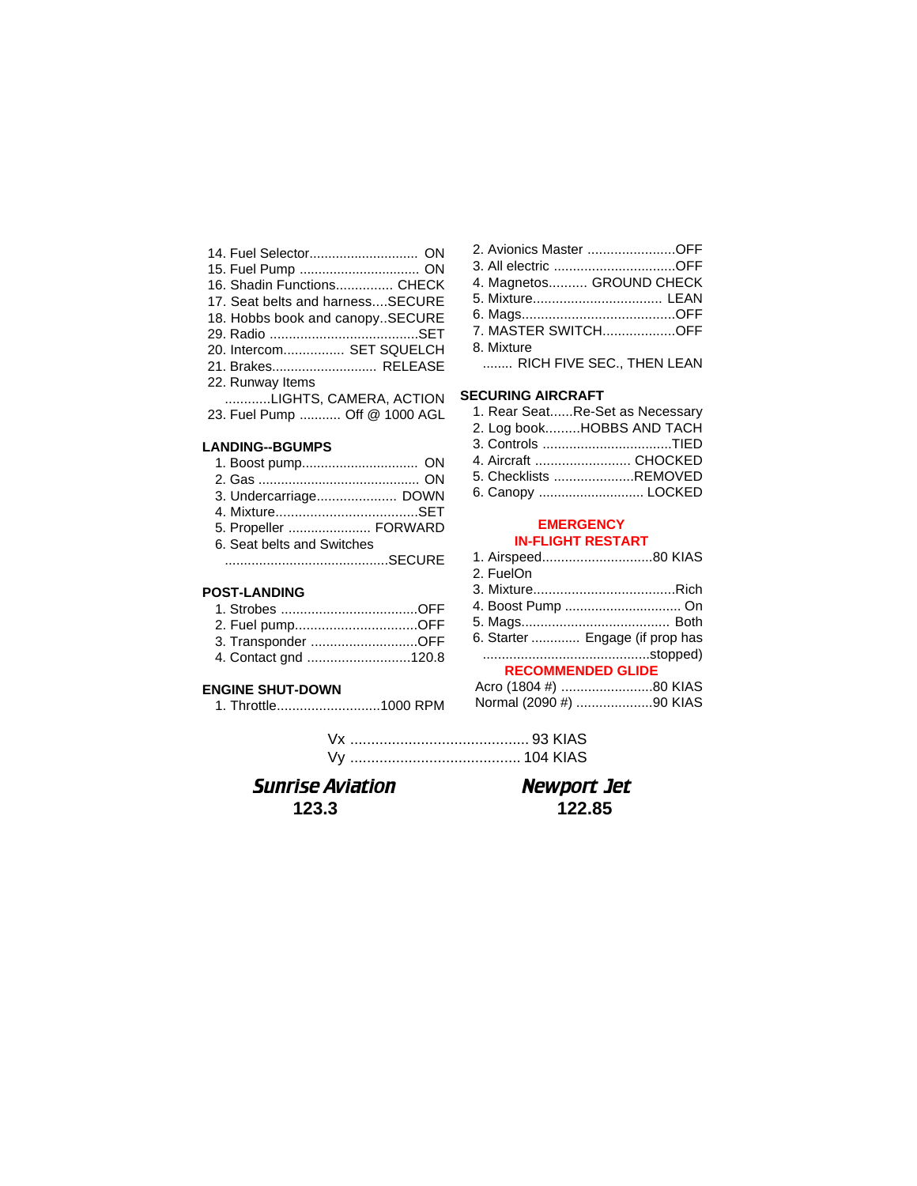14. Fuel Selector............................ ON
15. Fuel Pump ................................ ON
16. Shadin Functions............... CHECK
17. Seat belts and harness....SECURE
18. Hobbs book and canopy..SECURE
29. Radio .......................................SET
20. Intercom................ SET SQUELCH
21. Brakes............................ RELEASE
22. Runway Items
............LIGHTS, CAMERA, ACTION
23. Fuel Pump ........... Off @ 1000 AGL

### LANDING--BGUMPS

1. Boost pump.............................. ON
2. Gas ........................................... ON
3. Undercarriage..................... DOWN
4. Mixture......................................SET
5. Propeller ...................... FORWARD
6. Seat belts and Switches
...........................................SECURE

### POST-LANDING

1. Strobes ....................................OFF
2. Fuel pump................................OFF
3. Transponder ............................OFF
4. Contact gnd ...........................120.8

### ENGINE SHUT-DOWN

1. Throttle...........................1000 RPM
2. Avionics Master .......................OFF
3. All electric ................................OFF
4. Magnetos.......... GROUND CHECK
5. Mixture.................................. LEAN
6. Mags.........................................OFF
7. MASTER SWITCH...................OFF
8. Mixture
........ RICH FIVE SEC., THEN LEAN

### SECURING AIRCRAFT

1. Rear Seat......Re-Set as Necessary
2. Log book.........HOBBS AND TACH
3. Controls ..................................TIED
4. Aircraft ......................... CHOCKED
5. Checklists .....................REMOVED
6. Canopy ............................ LOCKED

### EMERGENCY IN-FLIGHT RESTART

1. Airspeed.............................80 KIAS
2. FuelOn
3. Mixture.....................................Rich
4. Boost Pump ............................... On
5. Mags....................................... Both
6. Starter ............. Engage (if prop has
............................................stopped)

### RECOMMENDED GLIDE

Acro (1804 #) ........................80 KIAS
Normal (2090 #) ....................90 KIAS

Vx ........................................... 93 KIAS
Vy ......................................... 104 KIAS

***Sunrise Aviation***
**123.3**

***Newport Jet***
**122.85**